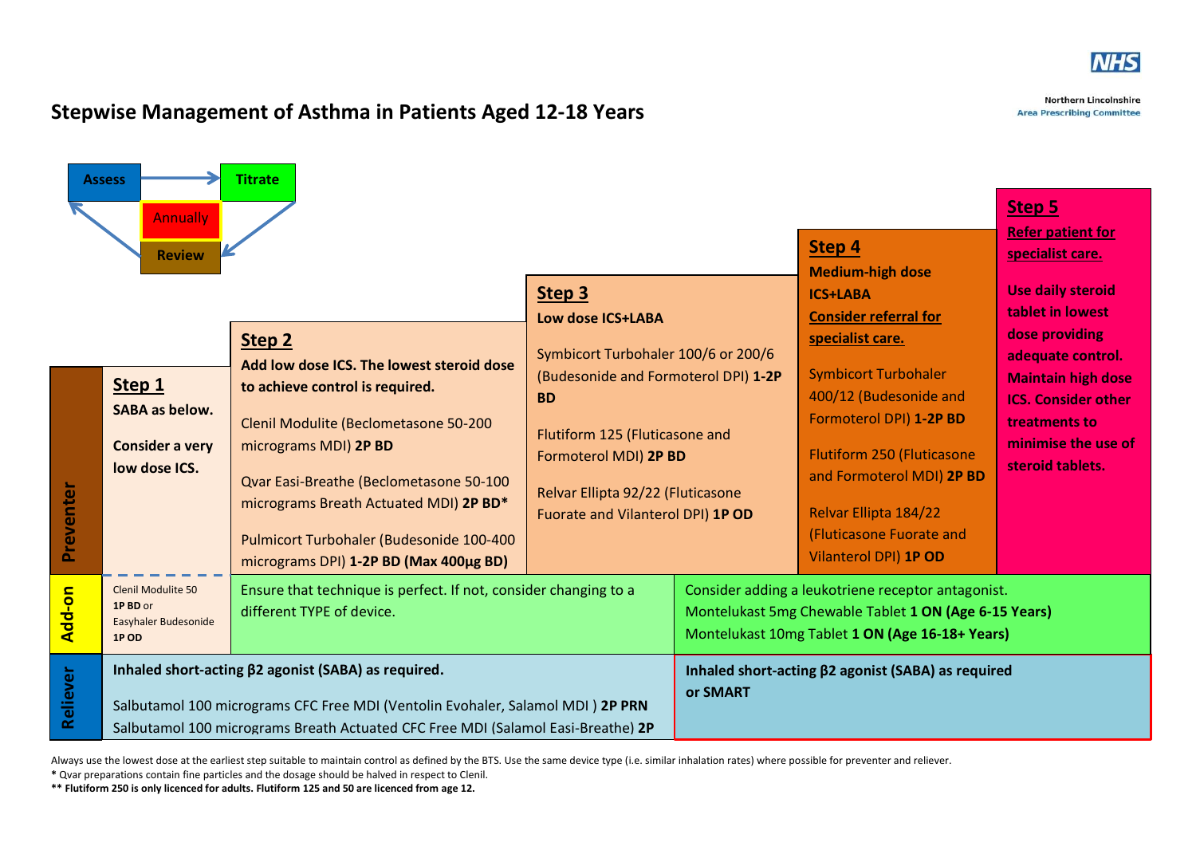# Stepwise Management of Asthma in Patients Aged 12-18 Years

Northern Lincolnshire
Area Prescribing Committee

Assess → Titrate → Review (Annually)

## Preventer

### Step 1
**SABA as below.**

**Consider a very low dose ICS.**

### Step 2
**Add low dose ICS. The lowest steroid dose to achieve control is required.**

Clenil Modulite (Beclometasone 50-200 micrograms MDI) **2P BD**

Qvar Easi-Breathe (Beclometasone 50-100 micrograms Breath Actuated MDI) **2P BD***

Pulmicort Turbohaler (Budesonide 100-400 micrograms DPI) **1-2P BD (Max 400µg BD)**

### Step 3
**Low dose ICS+LABA**

Symbicort Turbohaler 100/6 or 200/6 (Budesonide and Formoterol DPI) **1-2P BD**

Flutiform 125 (Fluticasone and Formoterol MDI) **2P BD**

Relvar Ellipta 92/22 (Fluticasone Fuorate and Vilanterol DPI) **1P OD**

### Step 4
**Medium-high dose ICS+LABA**

**Consider referral for specialist care.**

Symbicort Turbohaler 400/12 (Budesonide and Formoterol DPI) **1-2P BD**

Flutiform 250 (Fluticasone and Formoterol MDI) **2P BD**

Relvar Ellipta 184/22 (Fluticasone Fuorate and Vilanterol DPI) **1P OD**

### Step 5
**Refer patient for specialist care.**

**Use daily steroid tablet in lowest dose providing adequate control. Maintain high dose ICS. Consider other treatments to minimise the use of steroid tablets.**

## Add-on

Step 1: Clenil Modulite 50 **1P BD** or Easyhaler Budesonide **1P OD**

Steps 2–3: Ensure that technique is perfect. If not, consider changing to a different TYPE of device.

Steps 3–5: Consider adding a leukotriene receptor antagonist.
Montelukast 5mg Chewable Tablet **1 ON (Age 6-15 Years)**
Montelukast 10mg Tablet **1 ON (Age 16-18+ Years)**

## Reliever

Steps 1–3: **Inhaled short-acting β2 agonist (SABA) as required.**

Salbutamol 100 micrograms CFC Free MDI (Ventolin Evohaler, Salamol MDI ) **2P PRN**
Salbutamol 100 micrograms Breath Actuated CFC Free MDI (Salamol Easi-Breathe) **2P**

Steps 3–5: **Inhaled short-acting β2 agonist (SABA) as required or SMART**

Always use the lowest dose at the earliest step suitable to maintain control as defined by the BTS. Use the same device type (i.e. similar inhalation rates) where possible for preventer and reliever.

* Qvar preparations contain fine particles and the dosage should be halved in respect to Clenil.

**** Flutiform 250 is only licenced for adults. Flutiform 125 and 50 are licenced from age 12.**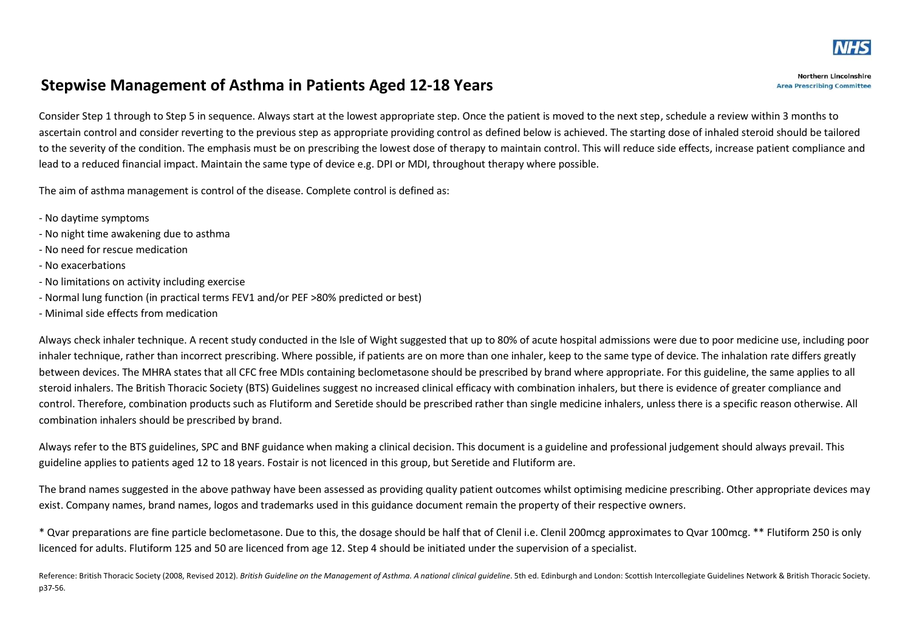NHS

Northern Lincolnshire
Area Prescribing Committee

# Stepwise Management of Asthma in Patients Aged 12-18 Years

Consider Step 1 through to Step 5 in sequence. Always start at the lowest appropriate step. Once the patient is moved to the next step, schedule a review within 3 months to ascertain control and consider reverting to the previous step as appropriate providing control as defined below is achieved. The starting dose of inhaled steroid should be tailored to the severity of the condition. The emphasis must be on prescribing the lowest dose of therapy to maintain control. This will reduce side effects, increase patient compliance and lead to a reduced financial impact. Maintain the same type of device e.g. DPI or MDI, throughout therapy where possible.

The aim of asthma management is control of the disease. Complete control is defined as:

- No daytime symptoms
- No night time awakening due to asthma
- No need for rescue medication
- No exacerbations
- No limitations on activity including exercise
- Normal lung function (in practical terms FEV1 and/or PEF >80% predicted or best)
- Minimal side effects from medication

Always check inhaler technique. A recent study conducted in the Isle of Wight suggested that up to 80% of acute hospital admissions were due to poor medicine use, including poor inhaler technique, rather than incorrect prescribing. Where possible, if patients are on more than one inhaler, keep to the same type of device. The inhalation rate differs greatly between devices. The MHRA states that all CFC free MDIs containing beclometasone should be prescribed by brand where appropriate. For this guideline, the same applies to all steroid inhalers. The British Thoracic Society (BTS) Guidelines suggest no increased clinical efficacy with combination inhalers, but there is evidence of greater compliance and control. Therefore, combination products such as Flutiform and Seretide should be prescribed rather than single medicine inhalers, unless there is a specific reason otherwise. All combination inhalers should be prescribed by brand.

Always refer to the BTS guidelines, SPC and BNF guidance when making a clinical decision. This document is a guideline and professional judgement should always prevail. This guideline applies to patients aged 12 to 18 years. Fostair is not licenced in this group, but Seretide and Flutiform are.

The brand names suggested in the above pathway have been assessed as providing quality patient outcomes whilst optimising medicine prescribing. Other appropriate devices may exist. Company names, brand names, logos and trademarks used in this guidance document remain the property of their respective owners.

* Qvar preparations are fine particle beclometasone. Due to this, the dosage should be half that of Clenil i.e. Clenil 200mcg approximates to Qvar 100mcg. ** Flutiform 250 is only licenced for adults. Flutiform 125 and 50 are licenced from age 12. Step 4 should be initiated under the supervision of a specialist.

Reference: British Thoracic Society (2008, Revised 2012). *British Guideline on the Management of Asthma. A national clinical guideline*. 5th ed. Edinburgh and London: Scottish Intercollegiate Guidelines Network & British Thoracic Society. p37-56.